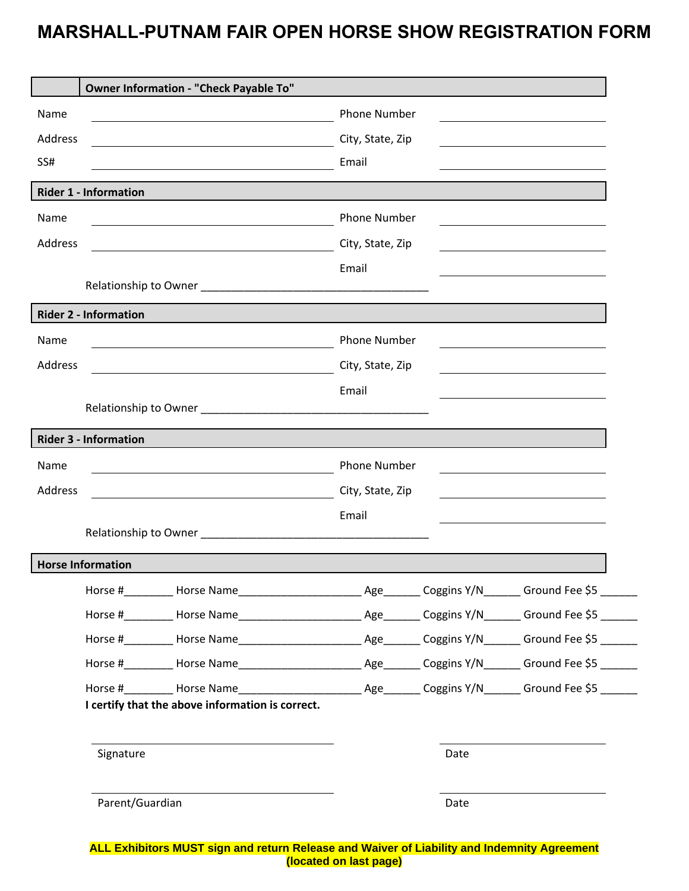# MARSHALL-PUTNAM FAIR OPEN HORSE SHOW REGISTRATION FORM

## Owner Information - "Check Payable To"

Name ______________________________ Phone Number ______________________

Address ______________________________ City, State, Zip ______________________

SS# ______________________________ Email ______________________

## Rider 1 - Information

Name ______________________________ Phone Number ______________________

Address ______________________________ City, State, Zip ______________________

Email ______________________

Relationship to Owner ______________________________

## Rider 2 - Information

Name ______________________________ Phone Number ______________________

Address ______________________________ City, State, Zip ______________________

Email ______________________

Relationship to Owner ______________________________

## Rider 3 - Information

Name ______________________________ Phone Number ______________________

Address ______________________________ City, State, Zip ______________________

Email ______________________

Relationship to Owner ______________________________

## Horse Information

Horse #________ Horse Name____________________ Age______ Coggins Y/N______ Ground Fee $5 ______

Horse #________ Horse Name____________________ Age______ Coggins Y/N______ Ground Fee $5 ______

Horse #________ Horse Name____________________ Age______ Coggins Y/N______ Ground Fee $5 ______

Horse #________ Horse Name____________________ Age______ Coggins Y/N______ Ground Fee $5 ______

Horse #________ Horse Name____________________ Age______ Coggins Y/N______ Ground Fee $5 ______

**I certify that the above information is correct.**

______________________________ ______________________
Signature Date

______________________________ ______________________
Parent/Guardian Date

**ALL Exhibitors MUST sign and return Release and Waiver of Liability and Indemnity Agreement (located on last page)**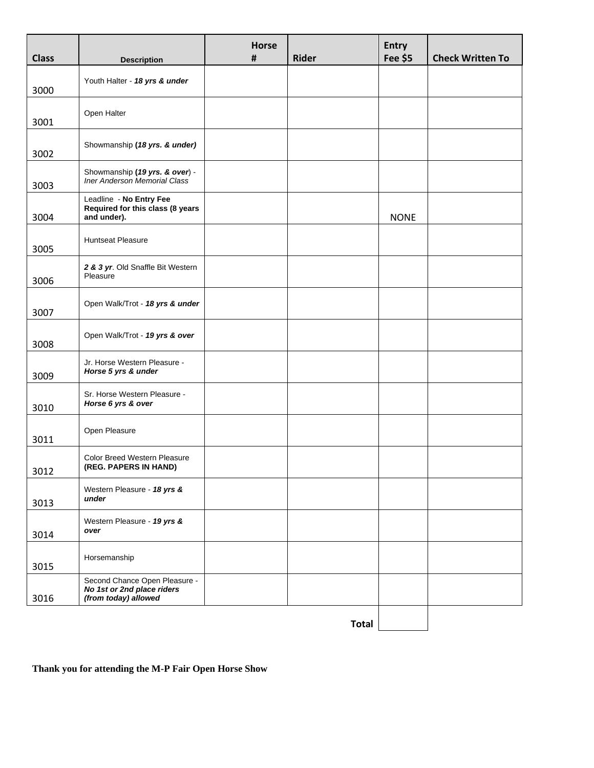| Class | Description | Horse # | Rider | Entry Fee $5 | Check Written To |
|---|---|---|---|---|---|
| 3000 | Youth Halter - ***18 yrs & under*** | | | | |
| 3001 | Open Halter | | | | |
| 3002 | Showmanship **(*18 yrs. & under*)** | | | | |
| 3003 | Showmanship **(*19 yrs. & over*)** - *Iner Anderson Memorial Class* | | | | |
| 3004 | Leadline - **No Entry Fee Required for this class (8 years and under).** | | | NONE | |
| 3005 | Huntseat Pleasure | | | | |
| 3006 | ***2 & 3 yr***. Old Snaffle Bit Western Pleasure | | | | |
| 3007 | Open Walk/Trot - ***18 yrs & under*** | | | | |
| 3008 | Open Walk/Trot - ***19 yrs & over*** | | | | |
| 3009 | Jr. Horse Western Pleasure - ***Horse 5 yrs & under*** | | | | |
| 3010 | Sr. Horse Western Pleasure - ***Horse 6 yrs & over*** | | | | |
| 3011 | Open Pleasure | | | | |
| 3012 | Color Breed Western Pleasure **(REG. PAPERS IN HAND)** | | | | |
| 3013 | Western Pleasure - ***18 yrs & under*** | | | | |
| 3014 | Western Pleasure - ***19 yrs & over*** | | | | |
| 3015 | Horsemanship | | | | |
| 3016 | Second Chance Open Pleasure - ***No 1st or 2nd place riders (from today) allowed*** | | | | |
| | | | **Total** | | |

**Thank you for attending the M-P Fair Open Horse Show**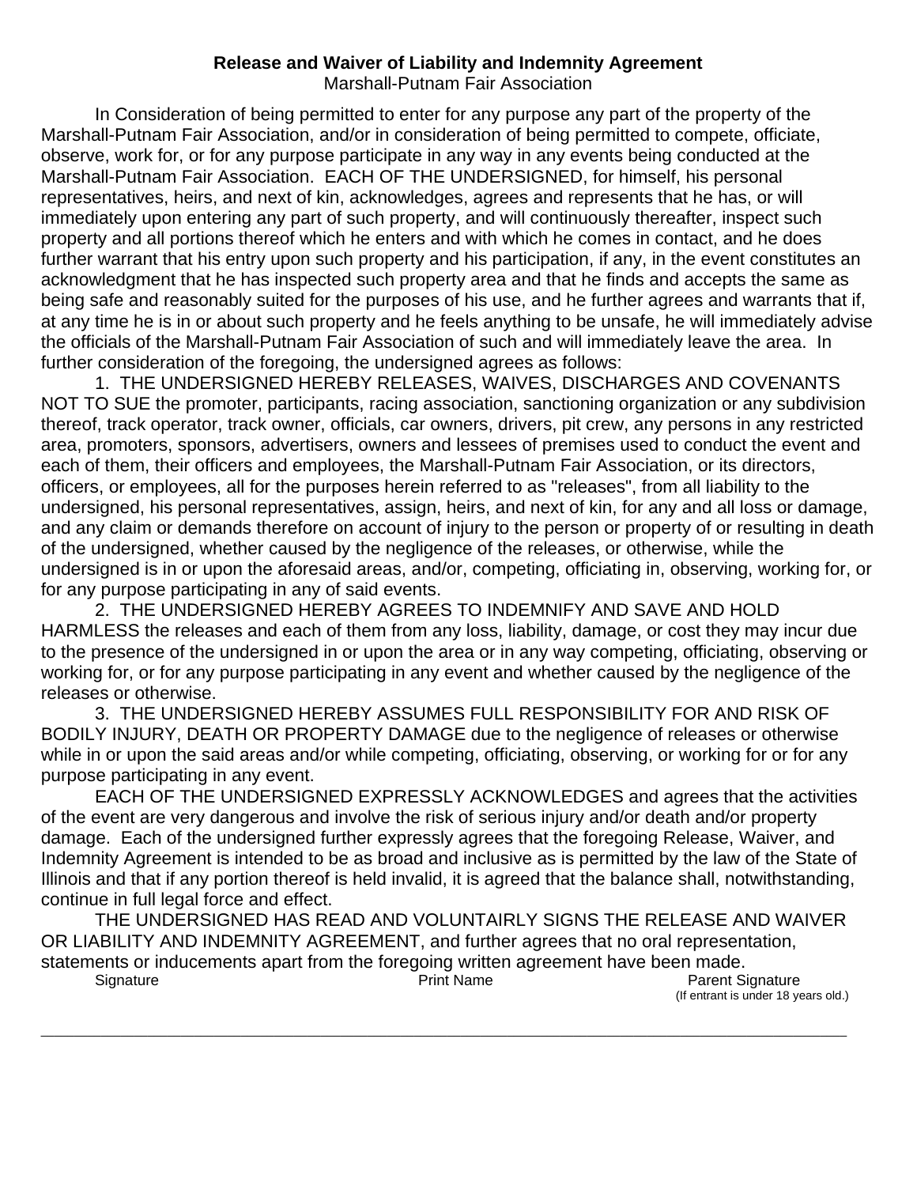**Release and Waiver of Liability and Indemnity Agreement**

Marshall-Putnam Fair Association

In Consideration of being permitted to enter for any purpose any part of the property of the Marshall-Putnam Fair Association, and/or in consideration of being permitted to compete, officiate, observe, work for, or for any purpose participate in any way in any events being conducted at the Marshall-Putnam Fair Association. EACH OF THE UNDERSIGNED, for himself, his personal representatives, heirs, and next of kin, acknowledges, agrees and represents that he has, or will immediately upon entering any part of such property, and will continuously thereafter, inspect such property and all portions thereof which he enters and with which he comes in contact, and he does further warrant that his entry upon such property and his participation, if any, in the event constitutes an acknowledgment that he has inspected such property area and that he finds and accepts the same as being safe and reasonably suited for the purposes of his use, and he further agrees and warrants that if, at any time he is in or about such property and he feels anything to be unsafe, he will immediately advise the officials of the Marshall-Putnam Fair Association of such and will immediately leave the area. In further consideration of the foregoing, the undersigned agrees as follows:

1. THE UNDERSIGNED HEREBY RELEASES, WAIVES, DISCHARGES AND COVENANTS NOT TO SUE the promoter, participants, racing association, sanctioning organization or any subdivision thereof, track operator, track owner, officials, car owners, drivers, pit crew, any persons in any restricted area, promoters, sponsors, advertisers, owners and lessees of premises used to conduct the event and each of them, their officers and employees, the Marshall-Putnam Fair Association, or its directors, officers, or employees, all for the purposes herein referred to as "releases", from all liability to the undersigned, his personal representatives, assign, heirs, and next of kin, for any and all loss or damage, and any claim or demands therefore on account of injury to the person or property of or resulting in death of the undersigned, whether caused by the negligence of the releases, or otherwise, while the undersigned is in or upon the aforesaid areas, and/or, competing, officiating in, observing, working for, or for any purpose participating in any of said events.

2. THE UNDERSIGNED HEREBY AGREES TO INDEMNIFY AND SAVE AND HOLD HARMLESS the releases and each of them from any loss, liability, damage, or cost they may incur due to the presence of the undersigned in or upon the area or in any way competing, officiating, observing or working for, or for any purpose participating in any event and whether caused by the negligence of the releases or otherwise.

3. THE UNDERSIGNED HEREBY ASSUMES FULL RESPONSIBILITY FOR AND RISK OF BODILY INJURY, DEATH OR PROPERTY DAMAGE due to the negligence of releases or otherwise while in or upon the said areas and/or while competing, officiating, observing, or working for or for any purpose participating in any event.

EACH OF THE UNDERSIGNED EXPRESSLY ACKNOWLEDGES and agrees that the activities of the event are very dangerous and involve the risk of serious injury and/or death and/or property damage. Each of the undersigned further expressly agrees that the foregoing Release, Waiver, and Indemnity Agreement is intended to be as broad and inclusive as is permitted by the law of the State of Illinois and that if any portion thereof is held invalid, it is agreed that the balance shall, notwithstanding, continue in full legal force and effect.

THE UNDERSIGNED HAS READ AND VOLUNTAIRLY SIGNS THE RELEASE AND WAIVER OR LIABILITY AND INDEMNITY AGREEMENT, and further agrees that no oral representation, statements or inducements apart from the foregoing written agreement have been made.

Signature          Print Name          Parent Signature
(If entrant is under 18 years old.)

---